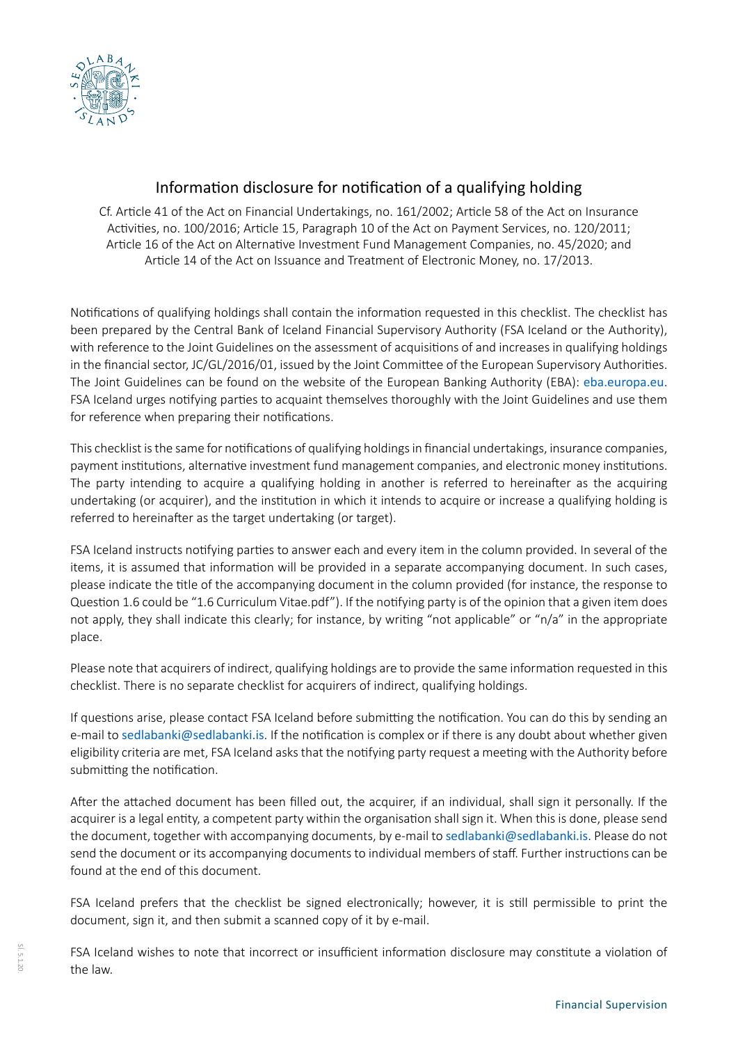# Information disclosure for notification of a qualifying holding

Cf. Article 41 of the Act on Financial Undertakings, no. 161/2002; Article 58 of the Act on Insurance Activities, no. 100/2016; Article 15, Paragraph 10 of the Act on Payment Services, no. 120/2011; Article 16 of the Act on Alternative Investment Fund Management Companies, no. 45/2020; and Article 14 of the Act on Issuance and Treatment of Electronic Money, no. 17/2013.

Notifications of qualifying holdings shall contain the information requested in this checklist. The checklist has been prepared by the Central Bank of Iceland Financial Supervisory Authority (FSA Iceland or the Authority), with reference to the Joint Guidelines on the assessment of acquisitions of and increases in qualifying holdings in the financial sector, JC/GL/2016/01, issued by the Joint Committee of the European Supervisory Authorities. The Joint Guidelines can be found on the website of the European Banking Authority (EBA): eba.europa.eu. FSA Iceland urges notifying parties to acquaint themselves thoroughly with the Joint Guidelines and use them for reference when preparing their notifications.

This checklist is the same for notifications of qualifying holdings in financial undertakings, insurance companies, payment institutions, alternative investment fund management companies, and electronic money institutions. The party intending to acquire a qualifying holding in another is referred to hereinafter as the acquiring undertaking (or acquirer), and the institution in which it intends to acquire or increase a qualifying holding is referred to hereinafter as the target undertaking (or target).

FSA Iceland instructs notifying parties to answer each and every item in the column provided. In several of the items, it is assumed that information will be provided in a separate accompanying document. In such cases, please indicate the title of the accompanying document in the column provided (for instance, the response to Question 1.6 could be "1.6 Curriculum Vitae.pdf"). If the notifying party is of the opinion that a given item does not apply, they shall indicate this clearly; for instance, by writing "not applicable" or "n/a" in the appropriate place.

Please note that acquirers of indirect, qualifying holdings are to provide the same information requested in this checklist. There is no separate checklist for acquirers of indirect, qualifying holdings.

If questions arise, please contact FSA Iceland before submitting the notification. You can do this by sending an e-mail to sedlabanki@sedlabanki.is. If the notification is complex or if there is any doubt about whether given eligibility criteria are met, FSA Iceland asks that the notifying party request a meeting with the Authority before submitting the notification.

After the attached document has been filled out, the acquirer, if an individual, shall sign it personally. If the acquirer is a legal entity, a competent party within the organisation shall sign it. When this is done, please send the document, together with accompanying documents, by e-mail to sedlabanki@sedlabanki.is. Please do not send the document or its accompanying documents to individual members of staff. Further instructions can be found at the end of this document.

FSA Iceland prefers that the checklist be signed electronically; however, it is still permissible to print the document, sign it, and then submit a scanned copy of it by e-mail.

FSA Iceland wishes to note that incorrect or insufficient information disclosure may constitute a violation of the law.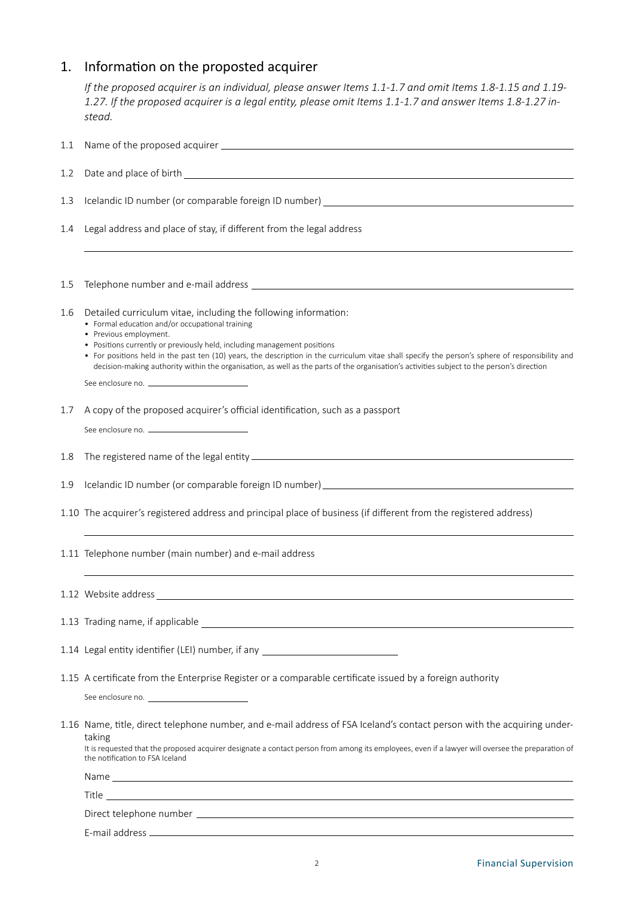## 1. Information on the propposted acquirer

*If the proposed acquirer is an individual, please answer Items 1.1-1.7 and omit Items 1.8-1.15 and 1.19-1.27. If the proposed acquirer is a legal entity, please omit Items 1.1-1.7 and answer Items 1.8-1.27 instead.*

1.1 Name of the proposed acquirer \_\_\_\_\_\_\_\_\_\_\_\_\_\_\_\_\_\_\_\_\_\_\_\_

1.2 Date and place of birth \_\_\_\_\_\_\_\_\_\_\_\_\_\_\_\_\_\_\_\_\_\_\_\_

1.3 Icelandic ID number (or comparable foreign ID number) \_\_\_\_\_\_\_\_\_\_\_\_\_\_\_\_\_\_\_\_\_\_\_\_

1.4 Legal address and place of stay, if different from the legal address

\_\_\_\_\_\_\_\_\_\_\_\_\_\_\_\_\_\_\_\_\_\_\_\_

1.5 Telephone number and e-mail address \_\_\_\_\_\_\_\_\_\_\_\_\_\_\_\_\_\_\_\_\_\_\_\_

1.6 Detailed curriculum vitae, including the following information:
- Formal education and/or occupational training
- Previous employment.
- Positions currently or previously held, including management positions
- For positions held in the past ten (10) years, the description in the curriculum vitae shall specify the person's sphere of responsibility and decision-making authority within the organisation, as well as the parts of the organisation's activities subject to the person's direction

See enclosure no. \_\_\_\_\_\_\_\_\_\_\_\_

1.7 A copy of the proposed acquirer's official identification, such as a passport

See enclosure no. \_\_\_\_\_\_\_\_\_\_\_\_

1.8 The registered name of the legal entity \_\_\_\_\_\_\_\_\_\_\_\_\_\_\_\_\_\_\_\_\_\_\_\_

1.9 Icelandic ID number (or comparable foreign ID number) \_\_\_\_\_\_\_\_\_\_\_\_\_\_\_\_\_\_\_\_\_\_\_\_

1.10 The acquirer's registered address and principal place of business (if different from the registered address)

\_\_\_\_\_\_\_\_\_\_\_\_\_\_\_\_\_\_\_\_\_\_\_\_

1.11 Telephone number (main number) and e-mail address

\_\_\_\_\_\_\_\_\_\_\_\_\_\_\_\_\_\_\_\_\_\_\_\_

1.12 Website address \_\_\_\_\_\_\_\_\_\_\_\_\_\_\_\_\_\_\_\_\_\_\_\_

1.13 Trading name, if applicable \_\_\_\_\_\_\_\_\_\_\_\_\_\_\_\_\_\_\_\_\_\_\_\_

1.14 Legal entity identifier (LEI) number, if any \_\_\_\_\_\_\_\_\_\_\_\_\_\_\_\_\_\_\_\_\_\_\_\_

1.15 A certificate from the Enterprise Register or a comparable certificate issued by a foreign authority

See enclosure no. \_\_\_\_\_\_\_\_\_\_\_\_

1.16 Name, title, direct telephone number, and e-mail address of FSA Iceland's contact person with the acquiring undertaking

It is requested that the proposed acquirer designate a contact person from among its employees, even if a lawyer will oversee the preparation of the notification to FSA Iceland

Name \_\_\_\_\_\_\_\_\_\_\_\_\_\_\_\_\_\_\_\_\_\_\_\_

Title \_\_\_\_\_\_\_\_\_\_\_\_\_\_\_\_\_\_\_\_\_\_\_\_

Direct telephone number \_\_\_\_\_\_\_\_\_\_\_\_\_\_\_\_\_\_\_\_\_\_\_\_

E-mail address \_\_\_\_\_\_\_\_\_\_\_\_\_\_\_\_\_\_\_\_\_\_\_\_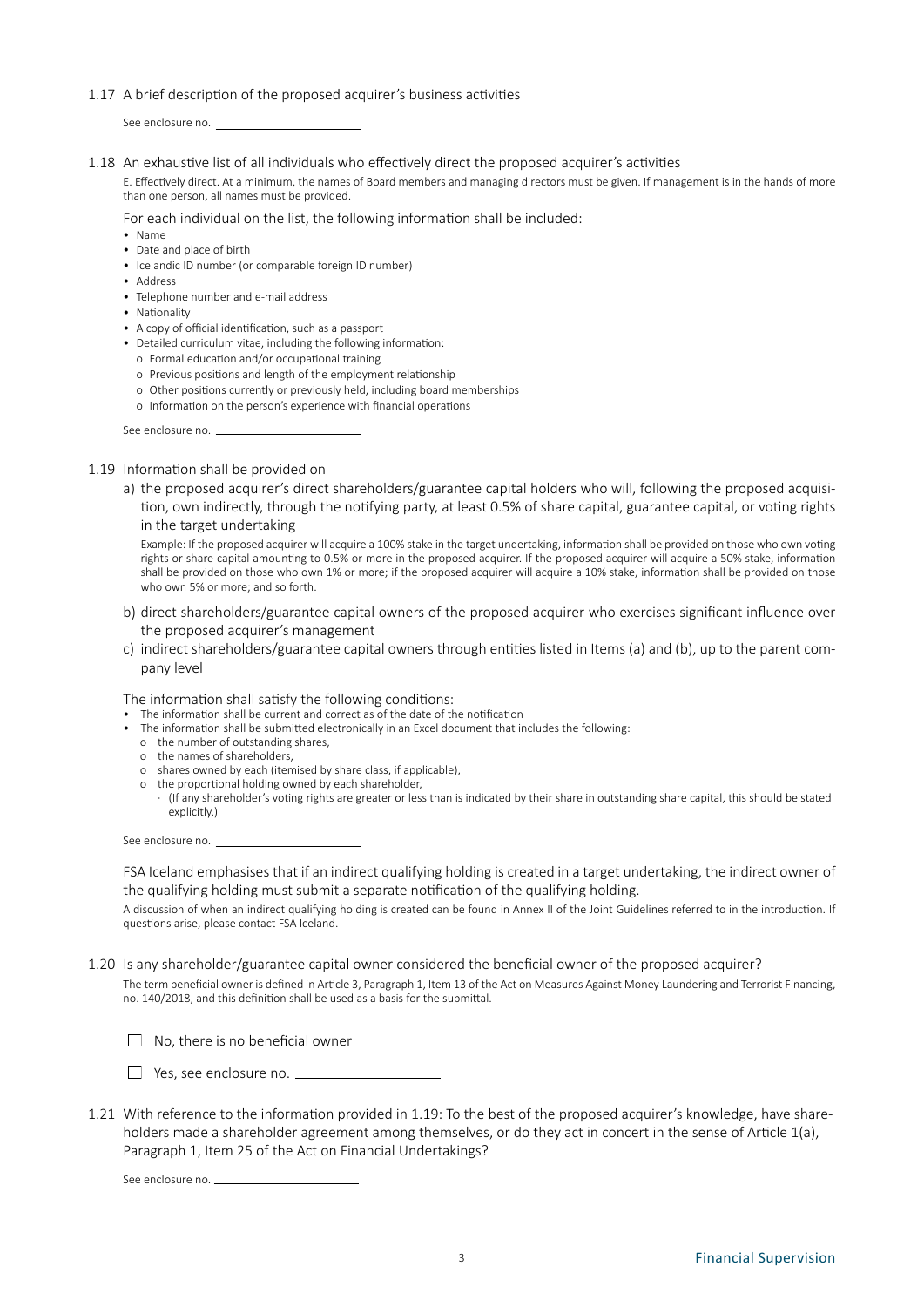1.17 A brief description of the proposed acquirer's business activities

See enclosure no. ______________________

1.18 An exhaustive list of all individuals who effectively direct the proposed acquirer's activities

E. Effectively direct. At a minimum, the names of Board members and managing directors must be given. If management is in the hands of more than one person, all names must be provided.

For each individual on the list, the following information shall be included:

- Name
- Date and place of birth
- Icelandic ID number (or comparable foreign ID number)
- Address
- Telephone number and e-mail address
- Nationality
- A copy of official identification, such as a passport
- Detailed curriculum vitae, including the following information:
  - o Formal education and/or occupational training
  - o Previous positions and length of the employment relationship
  - o Other positions currently or previously held, including board memberships
  - o Information on the person's experience with financial operations

See enclosure no. ______________________

1.19 Information shall be provided on

a) the proposed acquirer's direct shareholders/guarantee capital holders who will, following the proposed acquisition, own indirectly, through the notifying party, at least 0.5% of share capital, guarantee capital, or voting rights in the target undertaking

Example: If the proposed acquirer will acquire a 100% stake in the target undertaking, information shall be provided on those who own voting rights or share capital amounting to 0.5% or more in the proposed acquirer. If the proposed acquirer will acquire a 50% stake, information shall be provided on those who own 1% or more; if the proposed acquirer will acquire a 10% stake, information shall be provided on those who own 5% or more; and so forth.

b) direct shareholders/guarantee capital owners of the proposed acquirer who exercises significant influence over the proposed acquirer's management

c) indirect shareholders/guarantee capital owners through entities listed in Items (a) and (b), up to the parent company level

The information shall satisfy the following conditions:

- The information shall be current and correct as of the date of the notification
- The information shall be submitted electronically in an Excel document that includes the following:
  - o the number of outstanding shares,
  - o the names of shareholders,
  - o shares owned by each (itemised by share class, if applicable),
  - o the proportional holding owned by each shareholder,
    - · (If any shareholder's voting rights are greater or less than is indicated by their share in outstanding share capital, this should be stated explicitly.)

See enclosure no. ______________________

FSA Iceland emphasises that if an indirect qualifying holding is created in a target undertaking, the indirect owner of the qualifying holding must submit a separate notification of the qualifying holding.

A discussion of when an indirect qualifying holding is created can be found in Annex II of the Joint Guidelines referred to in the introduction. If questions arise, please contact FSA Iceland.

1.20 Is any shareholder/guarantee capital owner considered the beneficial owner of the proposed acquirer?

The term beneficial owner is defined in Article 3, Paragraph 1, Item 13 of the Act on Measures Against Money Laundering and Terrorist Financing, no. 140/2018, and this definition shall be used as a basis for the submittal.

☐ No, there is no beneficial owner

☐ Yes, see enclosure no. ______________________

1.21 With reference to the information provided in 1.19: To the best of the proposed acquirer's knowledge, have shareholders made a shareholder agreement among themselves, or do they act in concert in the sense of Article 1(a), Paragraph 1, Item 25 of the Act on Financial Undertakings?

See enclosure no. ______________________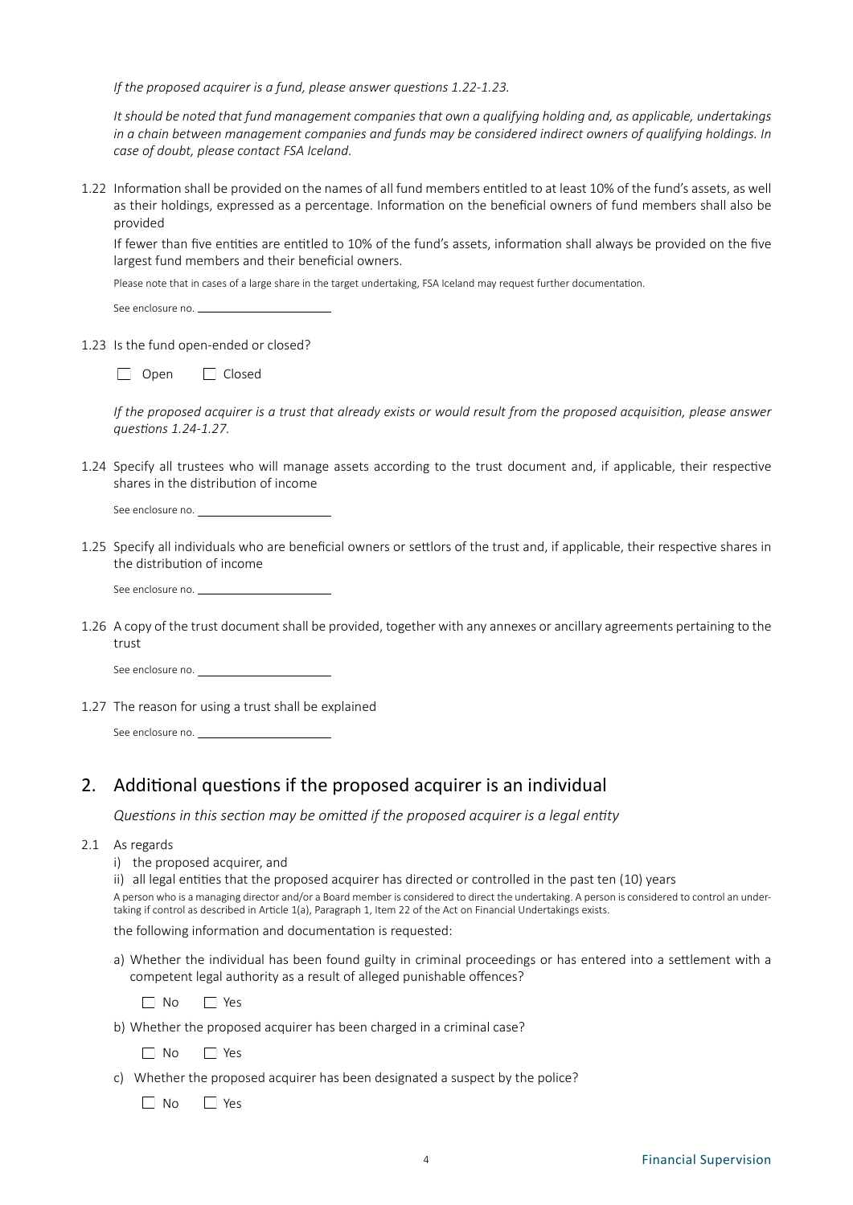*If the proposed acquirer is a fund, please answer questions 1.22-1.23.*

*It should be noted that fund management companies that own a qualifying holding and, as applicable, undertakings in a chain between management companies and funds may be considered indirect owners of qualifying holdings. In case of doubt, please contact FSA Iceland.*

1.22 Information shall be provided on the names of all fund members entitled to at least 10% of the fund's assets, as well as their holdings, expressed as a percentage. Information on the beneficial owners of fund members shall also be provided

If fewer than five entities are entitled to 10% of the fund's assets, information shall always be provided on the five largest fund members and their beneficial owners.

Please note that in cases of a large share in the target undertaking, FSA Iceland may request further documentation.

See enclosure no. ______________________

1.23 Is the fund open-ended or closed?

☐ Open ☐ Closed

*If the proposed acquirer is a trust that already exists or would result from the proposed acquisition, please answer questions 1.24-1.27.*

1.24 Specify all trustees who will manage assets according to the trust document and, if applicable, their respective shares in the distribution of income

See enclosure no. ______________________

1.25 Specify all individuals who are beneficial owners or settlors of the trust and, if applicable, their respective shares in the distribution of income

See enclosure no. ______________________

1.26 A copy of the trust document shall be provided, together with any annexes or ancillary agreements pertaining to the trust

See enclosure no. ______________________

1.27 The reason for using a trust shall be explained

See enclosure no. ______________________

## 2. Additional questions if the proposed acquirer is an individual

*Questions in this section may be omitted if the proposed acquirer is a legal entity*

2.1 As regards

i) the proposed acquirer, and

ii) all legal entities that the proposed acquirer has directed or controlled in the past ten (10) years

A person who is a managing director and/or a Board member is considered to direct the undertaking. A person is considered to control an undertaking if control as described in Article 1(a), Paragraph 1, Item 22 of the Act on Financial Undertakings exists.

the following information and documentation is requested:

a) Whether the individual has been found guilty in criminal proceedings or has entered into a settlement with a competent legal authority as a result of alleged punishable offences?

☐ No ☐ Yes

b) Whether the proposed acquirer has been charged in a criminal case?

☐ No ☐ Yes

c) Whether the proposed acquirer has been designated a suspect by the police?

☐ No ☐ Yes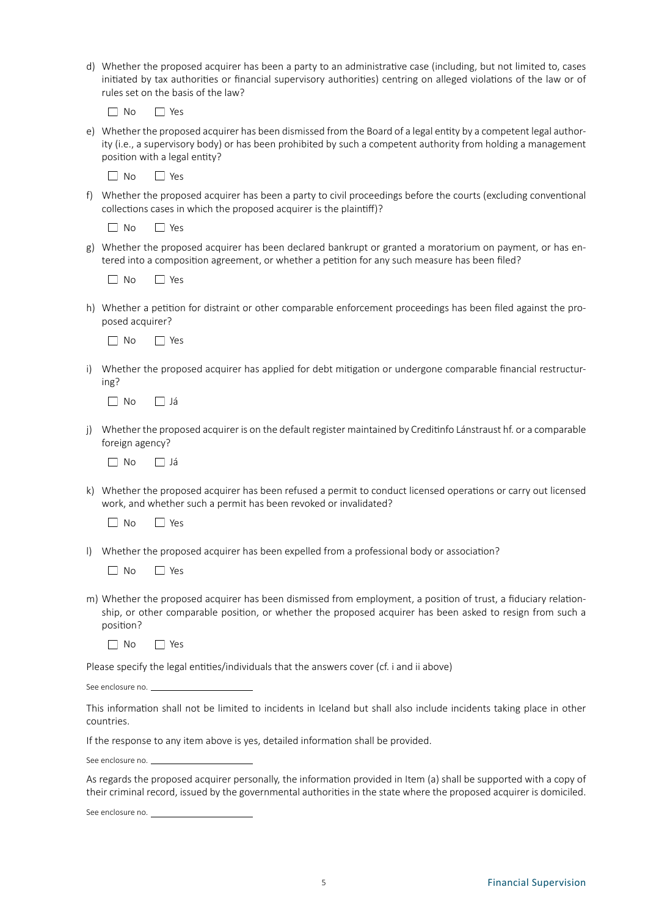d) Whether the proposed acquirer has been a party to an administrative case (including, but not limited to, cases initiated by tax authorities or financial supervisory authorities) centring on alleged violations of the law or of rules set on the basis of the law?

☐ No ☐ Yes

e) Whether the proposed acquirer has been dismissed from the Board of a legal entity by a competent legal authority (i.e., a supervisory body) or has been prohibited by such a competent authority from holding a management position with a legal entity?

☐ No ☐ Yes

f) Whether the proposed acquirer has been a party to civil proceedings before the courts (excluding conventional collections cases in which the proposed acquirer is the plaintiff)?

☐ No ☐ Yes

g) Whether the proposed acquirer has been declared bankrupt or granted a moratorium on payment, or has entered into a composition agreement, or whether a petition for any such measure has been filed?

☐ No ☐ Yes

h) Whether a petition for distraint or other comparable enforcement proceedings has been filed against the proposed acquirer?

☐ No ☐ Yes

i) Whether the proposed acquirer has applied for debt mitigation or undergone comparable financial restructuring?

☐ No ☐ Já

j) Whether the proposed acquirer is on the default register maintained by Creditinfo Lánstraust hf. or a comparable foreign agency?

☐ No ☐ Já

k) Whether the proposed acquirer has been refused a permit to conduct licensed operations or carry out licensed work, and whether such a permit has been revoked or invalidated?

☐ No ☐ Yes

l) Whether the proposed acquirer has been expelled from a professional body or association?

☐ No ☐ Yes

m) Whether the proposed acquirer has been dismissed from employment, a position of trust, a fiduciary relationship, or other comparable position, or whether the proposed acquirer has been asked to resign from such a position?

☐ No ☐ Yes

Please specify the legal entities/individuals that the answers cover (cf. i and ii above)

See enclosure no. ____________________

This information shall not be limited to incidents in Iceland but shall also include incidents taking place in other countries.

If the response to any item above is yes, detailed information shall be provided.

See enclosure no. ____________________

As regards the proposed acquirer personally, the information provided in Item (a) shall be supported with a copy of their criminal record, issued by the governmental authorities in the state where the proposed acquirer is domiciled.

See enclosure no. ____________________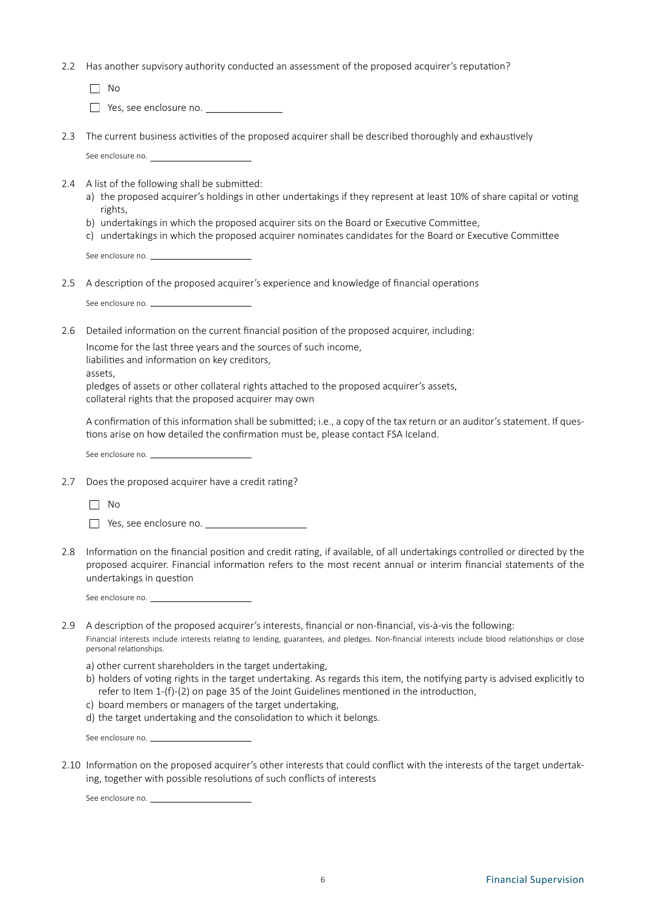2.2 Has another supvisory authority conducted an assessment of the proposed acquirer's reputation?

- ☐ No
- ☐ Yes, see enclosure no. ______________

2.3 The current business activities of the proposed acquirer shall be described thoroughly and exhaustively

See enclosure no. ____________________

2.4 A list of the following shall be submitted:

a) the proposed acquirer's holdings in other undertakings if they represent at least 10% of share capital or voting rights,

b) undertakings in which the proposed acquirer sits on the Board or Executive Committee,

c) undertakings in which the proposed acquirer nominates candidates for the Board or Executive Committee

See enclosure no. ____________________

2.5 A description of the proposed acquirer's experience and knowledge of financial operations

See enclosure no. ____________________

2.6 Detailed information on the current financial position of the proposed acquirer, including:

Income for the last three years and the sources of such income,
liabilities and information on key creditors,
assets,
pledges of assets or other collateral rights attached to the proposed acquirer's assets,
collateral rights that the proposed acquirer may own

A confirmation of this information shall be submitted; i.e., a copy of the tax return or an auditor's statement. If questions arise on how detailed the confirmation must be, please contact FSA Iceland.

See enclosure no. ____________________

2.7 Does the proposed acquirer have a credit rating?

- ☐ No
- ☐ Yes, see enclosure no. __________________

2.8 Information on the financial position and credit rating, if available, of all undertakings controlled or directed by the proposed acquirer. Financial information refers to the most recent annual or interim financial statements of the undertakings in question

See enclosure no. ____________________

2.9 A description of the proposed acquirer's interests, financial or non-financial, vis-à-vis the following:

Financial interests include interests relating to lending, guarantees, and pledges. Non-financial interests include blood relationships or close personal relationships.

a) other current shareholders in the target undertaking,

b) holders of voting rights in the target undertaking. As regards this item, the notifying party is advised explicitly to refer to Item 1-(f)-(2) on page 35 of the Joint Guidelines mentioned in the introduction,

c) board members or managers of the target undertaking,

d) the target undertaking and the consolidation to which it belongs.

See enclosure no. ____________________

2.10 Information on the proposed acquirer's other interests that could conflict with the interests of the target undertaking, together with possible resolutions of such conflicts of interests

See enclosure no. ____________________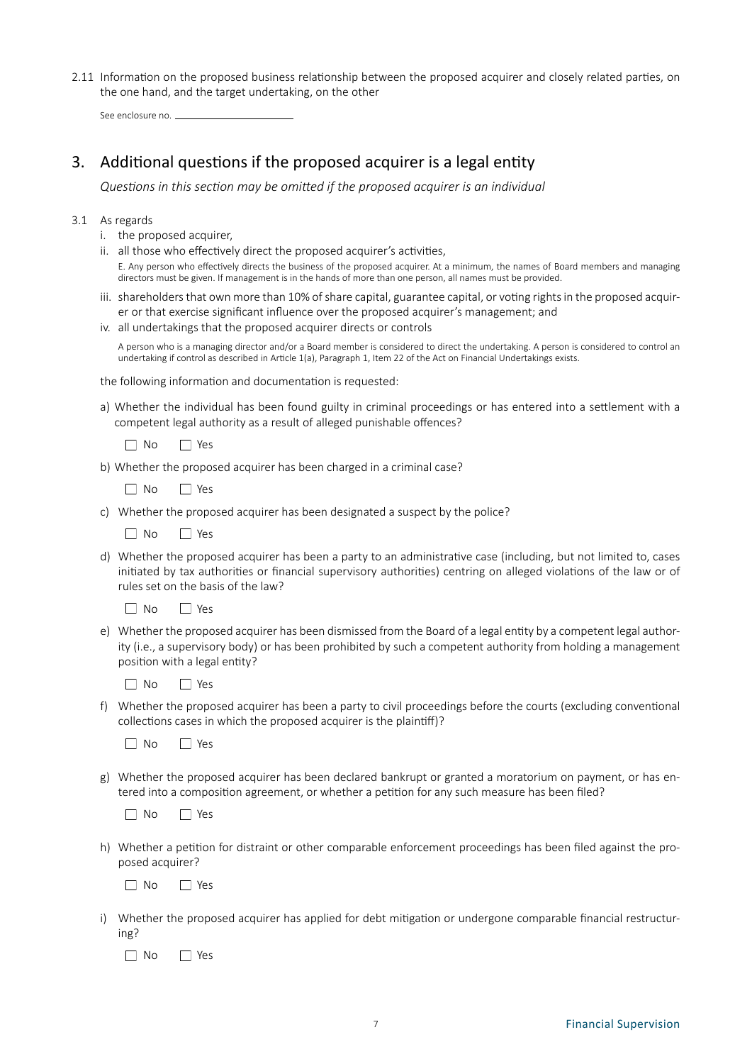2.11 Information on the proposed business relationship between the proposed acquirer and closely related parties, on the one hand, and the target undertaking, on the other

See enclosure no. ______________________

## 3. Additional questions if the proposed acquirer is a legal entity

*Questions in this section may be omitted if the proposed acquirer is an individual*

3.1 As regards

i. the proposed acquirer,

ii. all those who effectively direct the proposed acquirer's activities,

E. Any person who effectively directs the business of the proposed acquirer. At a minimum, the names of Board members and managing directors must be given. If management is in the hands of more than one person, all names must be provided.

iii. shareholders that own more than 10% of share capital, guarantee capital, or voting rights in the proposed acquirer or that exercise significant influence over the proposed acquirer's management; and

iv. all undertakings that the proposed acquirer directs or controls

A person who is a managing director and/or a Board member is considered to direct the undertaking. A person is considered to control an undertaking if control as described in Article 1(a), Paragraph 1, Item 22 of the Act on Financial Undertakings exists.

the following information and documentation is requested:

a) Whether the individual has been found guilty in criminal proceedings or has entered into a settlement with a competent legal authority as a result of alleged punishable offences?

☐ No ☐ Yes

b) Whether the proposed acquirer has been charged in a criminal case?

☐ No ☐ Yes

c) Whether the proposed acquirer has been designated a suspect by the police?

☐ No ☐ Yes

d) Whether the proposed acquirer has been a party to an administrative case (including, but not limited to, cases initiated by tax authorities or financial supervisory authorities) centring on alleged violations of the law or of rules set on the basis of the law?

☐ No ☐ Yes

e) Whether the proposed acquirer has been dismissed from the Board of a legal entity by a competent legal authority (i.e., a supervisory body) or has been prohibited by such a competent authority from holding a management position with a legal entity?

☐ No ☐ Yes

f) Whether the proposed acquirer has been a party to civil proceedings before the courts (excluding conventional collections cases in which the proposed acquirer is the plaintiff)?

☐ No ☐ Yes

g) Whether the proposed acquirer has been declared bankrupt or granted a moratorium on payment, or has entered into a composition agreement, or whether a petition for any such measure has been filed?

☐ No ☐ Yes

h) Whether a petition for distraint or other comparable enforcement proceedings has been filed against the proposed acquirer?

☐ No ☐ Yes

i) Whether the proposed acquirer has applied for debt mitigation or undergone comparable financial restructuring?

☐ No ☐ Yes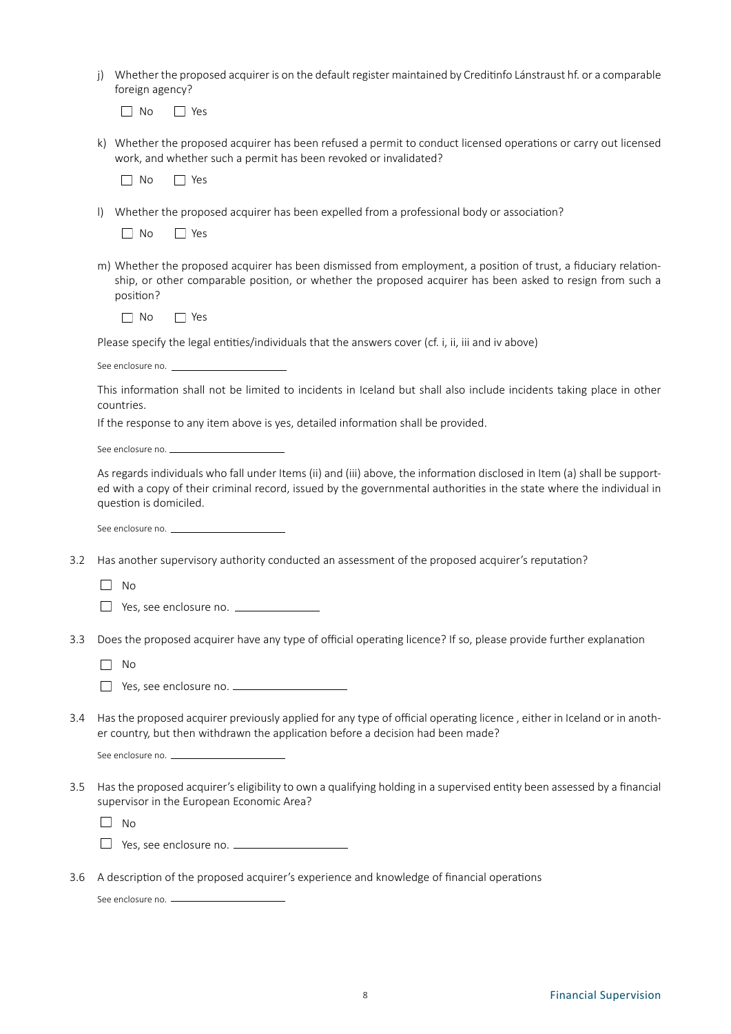j) Whether the proposed acquirer is on the default register maintained by Creditinfo Lánstraust hf. or a comparable foreign agency?

☐ No ☐ Yes

k) Whether the proposed acquirer has been refused a permit to conduct licensed operations or carry out licensed work, and whether such a permit has been revoked or invalidated?

☐ No ☐ Yes

l) Whether the proposed acquirer has been expelled from a professional body or association?

☐ No ☐ Yes

m) Whether the proposed acquirer has been dismissed from employment, a position of trust, a fiduciary relationship, or other comparable position, or whether the proposed acquirer has been asked to resign from such a position?

☐ No ☐ Yes

Please specify the legal entities/individuals that the answers cover (cf. i, ii, iii and iv above)

See enclosure no. ____________________

This information shall not be limited to incidents in Iceland but shall also include incidents taking place in other countries.

If the response to any item above is yes, detailed information shall be provided.

See enclosure no. ____________________

As regards individuals who fall under Items (ii) and (iii) above, the information disclosed in Item (a) shall be supported with a copy of their criminal record, issued by the governmental authorities in the state where the individual in question is domiciled.

See enclosure no. ____________________

3.2 Has another supervisory authority conducted an assessment of the proposed acquirer's reputation?

☐ No

☐ Yes, see enclosure no. ______________

3.3 Does the proposed acquirer have any type of official operating licence? If so, please provide further explanation

☐ No

☐ Yes, see enclosure no. ____________________

3.4 Has the proposed acquirer previously applied for any type of official operating licence , either in Iceland or in another country, but then withdrawn the application before a decision had been made?

See enclosure no. ____________________

3.5 Has the proposed acquirer's eligibility to own a qualifying holding in a supervised entity been assessed by a financial supervisor in the European Economic Area?

☐ No

☐ Yes, see enclosure no. ____________________

3.6 A description of the proposed acquirer's experience and knowledge of financial operations

See enclosure no. ____________________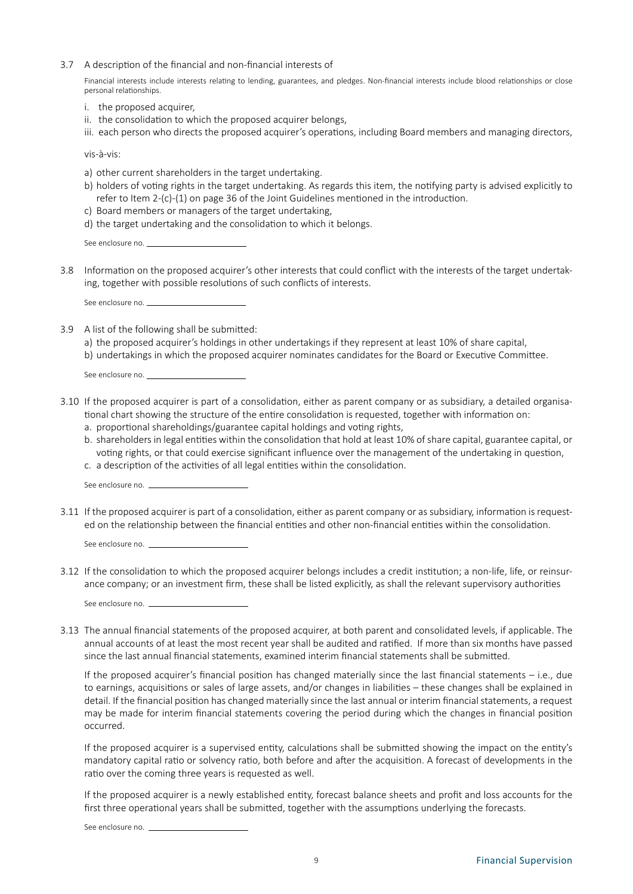3.7 A description of the financial and non-financial interests of

Financial interests include interests relating to lending, guarantees, and pledges. Non-financial interests include blood relationships or close personal relationships.

i. the proposed acquirer,
ii. the consolidation to which the proposed acquirer belongs,
iii. each person who directs the proposed acquirer's operations, including Board members and managing directors,

vis-à-vis:

a) other current shareholders in the target undertaking.
b) holders of voting rights in the target undertaking. As regards this item, the notifying party is advised explicitly to refer to Item 2-(c)-(1) on page 36 of the Joint Guidelines mentioned in the introduction.
c) Board members or managers of the target undertaking,
d) the target undertaking and the consolidation to which it belongs.

See enclosure no. ____________________

3.8 Information on the proposed acquirer's other interests that could conflict with the interests of the target undertaking, together with possible resolutions of such conflicts of interests.

See enclosure no. ____________________

3.9 A list of the following shall be submitted:
a) the proposed acquirer's holdings in other undertakings if they represent at least 10% of share capital,
b) undertakings in which the proposed acquirer nominates candidates for the Board or Executive Committee.

See enclosure no. ____________________

3.10 If the proposed acquirer is part of a consolidation, either as parent company or as subsidiary, a detailed organisational chart showing the structure of the entire consolidation is requested, together with information on:
a. proportional shareholdings/guarantee capital holdings and voting rights,
b. shareholders in legal entities within the consolidation that hold at least 10% of share capital, guarantee capital, or voting rights, or that could exercise significant influence over the management of the undertaking in question,
c. a description of the activities of all legal entities within the consolidation.

See enclosure no. ____________________

3.11 If the proposed acquirer is part of a consolidation, either as parent company or as subsidiary, information is requested on the relationship between the financial entities and other non-financial entities within the consolidation.

See enclosure no. ____________________

3.12 If the consolidation to which the proposed acquirer belongs includes a credit institution; a non-life, life, or reinsurance company; or an investment firm, these shall be listed explicitly, as shall the relevant supervisory authorities

See enclosure no. ____________________

3.13 The annual financial statements of the proposed acquirer, at both parent and consolidated levels, if applicable. The annual accounts of at least the most recent year shall be audited and ratified. If more than six months have passed since the last annual financial statements, examined interim financial statements shall be submitted.

If the proposed acquirer's financial position has changed materially since the last financial statements – i.e., due to earnings, acquisitions or sales of large assets, and/or changes in liabilities – these changes shall be explained in detail. If the financial position has changed materially since the last annual or interim financial statements, a request may be made for interim financial statements covering the period during which the changes in financial position occurred.

If the proposed acquirer is a supervised entity, calculations shall be submitted showing the impact on the entity's mandatory capital ratio or solvency ratio, both before and after the acquisition. A forecast of developments in the ratio over the coming three years is requested as well.

If the proposed acquirer is a newly established entity, forecast balance sheets and profit and loss accounts for the first three operational years shall be submitted, together with the assumptions underlying the forecasts.

See enclosure no. ____________________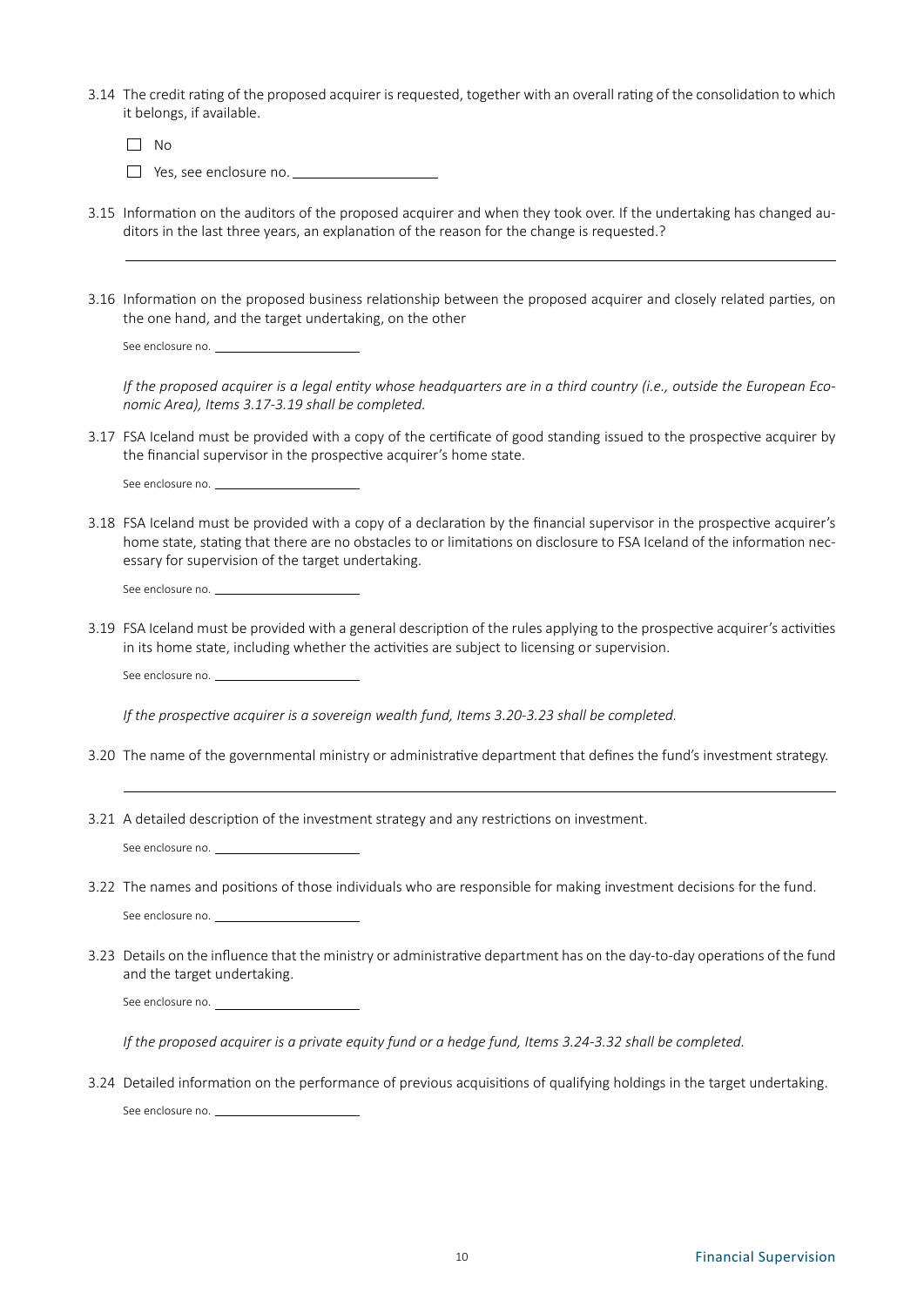3.14 The credit rating of the proposed acquirer is requested, together with an overall rating of the consolidation to which it belongs, if available.

☐ No

☐ Yes, see enclosure no. ____________________

3.15 Information on the auditors of the proposed acquirer and when they took over. If the undertaking has changed auditors in the last three years, an explanation of the reason for the change is requested.?

____________________________________________________________________________________

3.16 Information on the proposed business relationship between the proposed acquirer and closely related parties, on the one hand, and the target undertaking, on the other

See enclosure no. ____________________

*If the proposed acquirer is a legal entity whose headquarters are in a third country (i.e., outside the European Economic Area), Items 3.17-3.19 shall be completed.*

3.17 FSA Iceland must be provided with a copy of the certificate of good standing issued to the prospective acquirer by the financial supervisor in the prospective acquirer's home state.

See enclosure no. ____________________

3.18 FSA Iceland must be provided with a copy of a declaration by the financial supervisor in the prospective acquirer's home state, stating that there are no obstacles to or limitations on disclosure to FSA Iceland of the information necessary for supervision of the target undertaking.

See enclosure no. ____________________

3.19 FSA Iceland must be provided with a general description of the rules applying to the prospective acquirer's activities in its home state, including whether the activities are subject to licensing or supervision.

See enclosure no. ____________________

*If the prospective acquirer is a sovereign wealth fund, Items 3.20-3.23 shall be completed.*

3.20 The name of the governmental ministry or administrative department that defines the fund's investment strategy.

____________________________________________________________________________________

3.21 A detailed description of the investment strategy and any restrictions on investment.

See enclosure no. ____________________

3.22 The names and positions of those individuals who are responsible for making investment decisions for the fund.

See enclosure no. ____________________

3.23 Details on the influence that the ministry or administrative department has on the day-to-day operations of the fund and the target undertaking.

See enclosure no. ____________________

*If the proposed acquirer is a private equity fund or a hedge fund, Items 3.24-3.32 shall be completed.*

3.24 Detailed information on the performance of previous acquisitions of qualifying holdings in the target undertaking.

See enclosure no. ____________________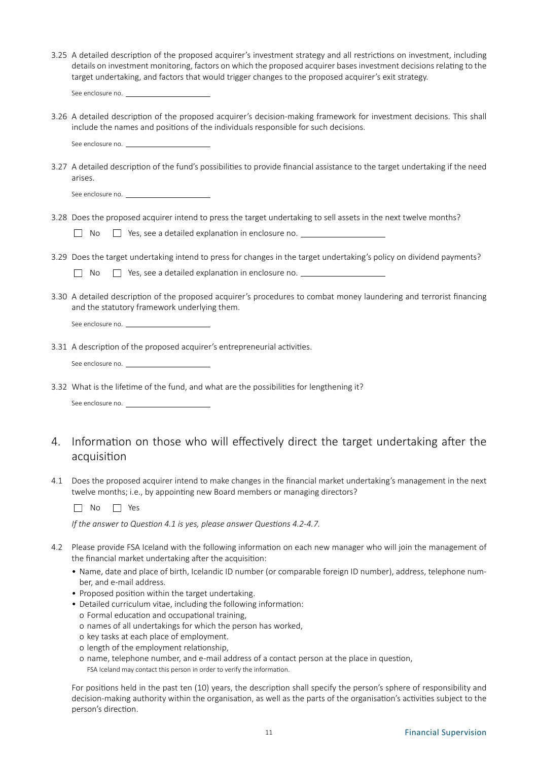3.25 A detailed description of the proposed acquirer's investment strategy and all restrictions on investment, including details on investment monitoring, factors on which the proposed acquirer bases investment decisions relating to the target undertaking, and factors that would trigger changes to the proposed acquirer's exit strategy.

See enclosure no. ____________________

3.26 A detailed description of the proposed acquirer's decision-making framework for investment decisions. This shall include the names and positions of the individuals responsible for such decisions.

See enclosure no. ____________________

3.27 A detailed description of the fund's possibilities to provide financial assistance to the target undertaking if the need arises.

See enclosure no. ____________________

3.28 Does the proposed acquirer intend to press the target undertaking to sell assets in the next twelve months?

☐ No ☐ Yes, see a detailed explanation in enclosure no. ____________________

3.29 Does the target undertaking intend to press for changes in the target undertaking's policy on dividend payments?

☐ No ☐ Yes, see a detailed explanation in enclosure no. ____________________

3.30 A detailed description of the proposed acquirer's procedures to combat money laundering and terrorist financing and the statutory framework underlying them.

See enclosure no. ____________________

3.31 A description of the proposed acquirer's entrepreneurial activities.

See enclosure no. ____________________

3.32 What is the lifetime of the fund, and what are the possibilities for lengthening it?

See enclosure no. ____________________

## 4. Information on those who will effectively direct the target undertaking after the acquisition

4.1 Does the proposed acquirer intend to make changes in the financial market undertaking's management in the next twelve months; i.e., by appointing new Board members or managing directors?

☐ No ☐ Yes

*If the answer to Question 4.1 is yes, please answer Questions 4.2-4.7.*

4.2 Please provide FSA Iceland with the following information on each new manager who will join the management of the financial market undertaking after the acquisition:

- Name, date and place of birth, Icelandic ID number (or comparable foreign ID number), address, telephone number, and e-mail address.
- Proposed position within the target undertaking.
- Detailed curriculum vitae, including the following information:
  - o Formal education and occupational training,
  - o names of all undertakings for which the person has worked,
  - o key tasks at each place of employment.
  - o length of the employment relationship,
  - o name, telephone number, and e-mail address of a contact person at the place in question,
    FSA Iceland may contact this person in order to verify the information.

For positions held in the past ten (10) years, the description shall specify the person's sphere of responsibility and decision-making authority within the organisation, as well as the parts of the organisation's activities subject to the person's direction.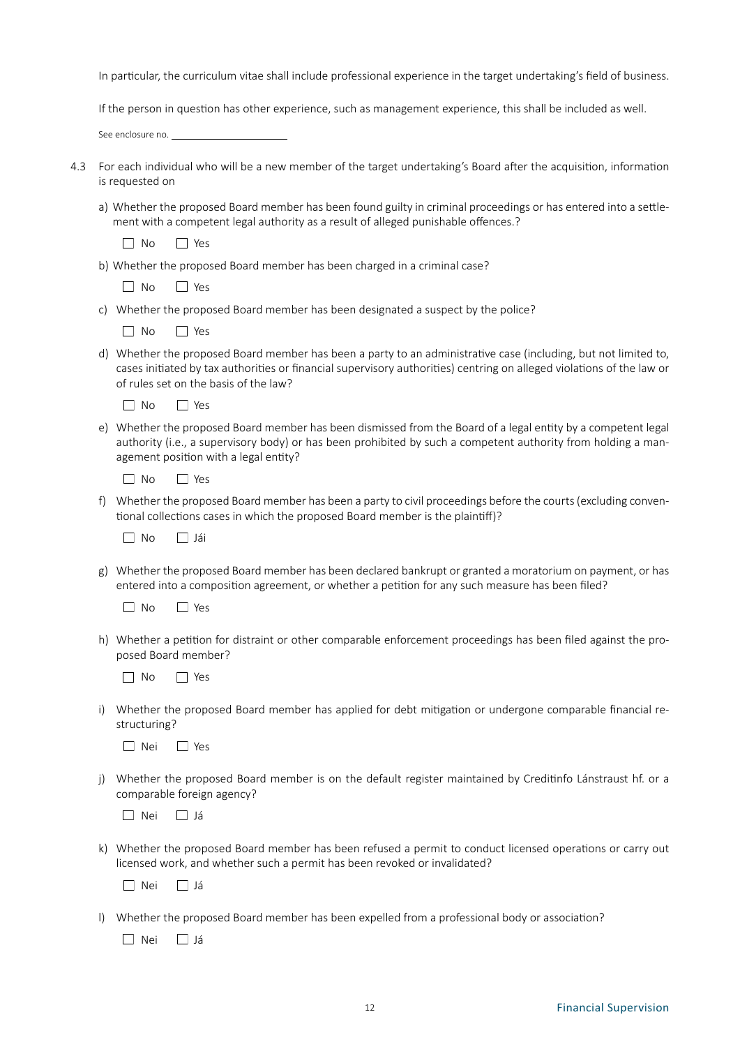In particular, the curriculum vitae shall include professional experience in the target undertaking's field of business.

If the person in question has other experience, such as management experience, this shall be included as well.

See enclosure no. ______________________

4.3 For each individual who will be a new member of the target undertaking's Board after the acquisition, information is requested on

a) Whether the proposed Board member has been found guilty in criminal proceedings or has entered into a settlement with a competent legal authority as a result of alleged punishable offences.?

☐ No ☐ Yes

b) Whether the proposed Board member has been charged in a criminal case?

☐ No ☐ Yes

c) Whether the proposed Board member has been designated a suspect by the police?

☐ No ☐ Yes

d) Whether the proposed Board member has been a party to an administrative case (including, but not limited to, cases initiated by tax authorities or financial supervisory authorities) centring on alleged violations of the law or of rules set on the basis of the law?

☐ No ☐ Yes

e) Whether the proposed Board member has been dismissed from the Board of a legal entity by a competent legal authority (i.e., a supervisory body) or has been prohibited by such a competent authority from holding a management position with a legal entity?

☐ No ☐ Yes

f) Whether the proposed Board member has been a party to civil proceedings before the courts (excluding conventional collections cases in which the proposed Board member is the plaintiff)?

☐ No ☐ Jái

g) Whether the proposed Board member has been declared bankrupt or granted a moratorium on payment, or has entered into a composition agreement, or whether a petition for any such measure has been filed?

☐ No ☐ Yes

h) Whether a petition for distraint or other comparable enforcement proceedings has been filed against the proposed Board member?

☐ No ☐ Yes

i) Whether the proposed Board member has applied for debt mitigation or undergone comparable financial restructuring?

☐ Nei ☐ Yes

j) Whether the proposed Board member is on the default register maintained by Creditinfo Lánstraust hf. or a comparable foreign agency?

☐ Nei ☐ Já

k) Whether the proposed Board member has been refused a permit to conduct licensed operations or carry out licensed work, and whether such a permit has been revoked or invalidated?

☐ Nei ☐ Já

l) Whether the proposed Board member has been expelled from a professional body or association?

☐ Nei ☐ Já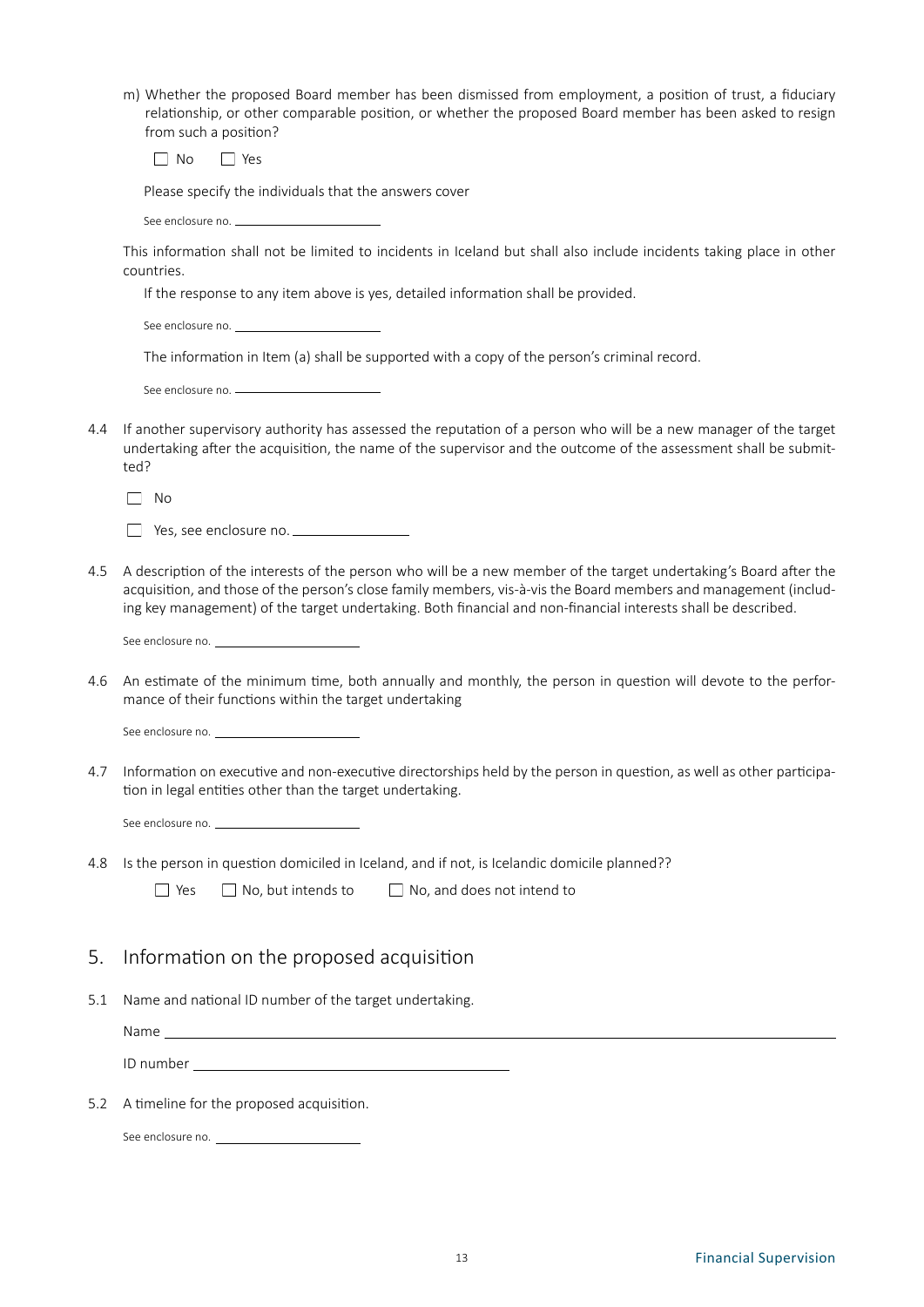m) Whether the proposed Board member has been dismissed from employment, a position of trust, a fiduciary relationship, or other comparable position, or whether the proposed Board member has been asked to resign from such a position?

☐ No ☐ Yes

Please specify the individuals that the answers cover

See enclosure no. \_\_\_\_\_\_\_\_\_\_\_\_\_\_\_\_\_\_\_\_

This information shall not be limited to incidents in Iceland but shall also include incidents taking place in other countries.

If the response to any item above is yes, detailed information shall be provided.

See enclosure no. \_\_\_\_\_\_\_\_\_\_\_\_\_\_\_\_\_\_\_\_

The information in Item (a) shall be supported with a copy of the person's criminal record.

See enclosure no. \_\_\_\_\_\_\_\_\_\_\_\_\_\_\_\_\_\_\_\_

4.4 If another supervisory authority has assessed the reputation of a person who will be a new manager of the target undertaking after the acquisition, the name of the supervisor and the outcome of the assessment shall be submitted?

☐ No

☐ Yes, see enclosure no. \_\_\_\_\_\_\_\_\_\_\_\_\_\_\_\_

4.5 A description of the interests of the person who will be a new member of the target undertaking's Board after the acquisition, and those of the person's close family members, vis-à-vis the Board members and management (including key management) of the target undertaking. Both financial and non-financial interests shall be described.

See enclosure no. \_\_\_\_\_\_\_\_\_\_\_\_\_\_\_\_\_\_\_\_

4.6 An estimate of the minimum time, both annually and monthly, the person in question will devote to the performance of their functions within the target undertaking

See enclosure no. \_\_\_\_\_\_\_\_\_\_\_\_\_\_\_\_\_\_\_\_

4.7 Information on executive and non-executive directorships held by the person in question, as well as other participation in legal entities other than the target undertaking.

See enclosure no. \_\_\_\_\_\_\_\_\_\_\_\_\_\_\_\_\_\_\_\_

4.8 Is the person in question domiciled in Iceland, and if not, is Icelandic domicile planned??

☐ Yes ☐ No, but intends to ☐ No, and does not intend to

## 5. Information on the proposed acquisition

5.1 Name and national ID number of the target undertaking.

Name \_\_\_\_\_\_\_\_\_\_\_\_\_\_\_\_\_\_\_\_\_\_\_\_\_\_\_\_\_\_\_\_\_\_\_\_\_\_\_\_\_\_\_\_\_\_\_\_

ID number \_\_\_\_\_\_\_\_\_\_\_\_\_\_\_\_\_\_\_\_\_\_\_\_\_\_\_\_

5.2 A timeline for the proposed acquisition.

See enclosure no. \_\_\_\_\_\_\_\_\_\_\_\_\_\_\_\_\_\_\_\_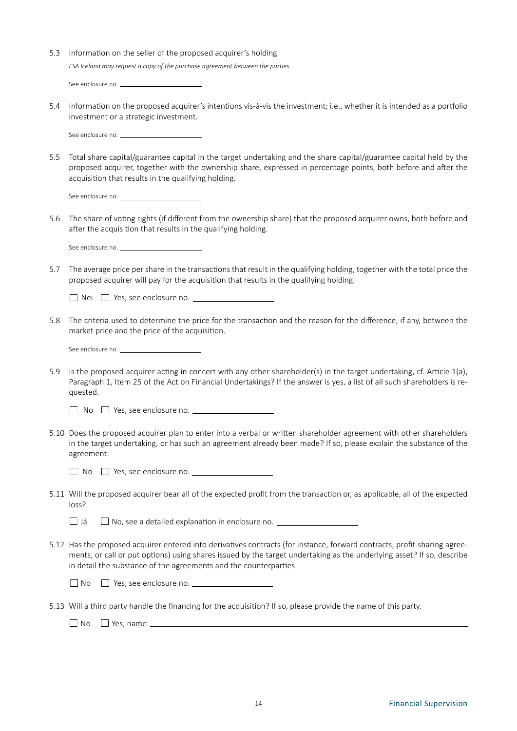5.3 Information on the seller of the proposed acquirer's holding

*FSA Iceland may request a copy of the purchase agreement between the parties.*

See enclosure no. ______________________

5.4 Information on the proposed acquirer's intentions vis-à-vis the investment; i.e., whether it is intended as a portfolio investment or a strategic investment.

See enclosure no. ______________________

5.5 Total share capital/guarantee capital in the target undertaking and the share capital/guarantee capital held by the proposed acquirer, together with the ownership share, expressed in percentage points, both before and after the acquisition that results in the qualifying holding.

See enclosure no. ______________________

5.6 The share of voting rights (if different from the ownership share) that the proposed acquirer owns, both before and after the acquisition that results in the qualifying holding.

See enclosure no. ______________________

5.7 The average price per share in the transactions that result in the qualifying holding, together with the total price the proposed acquirer will pay for the acquisition that results in the qualifying holding.

☐ Nei ☐ Yes, see enclosure no. ____________________

5.8 The criteria used to determine the price for the transaction and the reason for the difference, if any, between the market price and the price of the acquisition.

See enclosure no. ______________________

5.9 Is the proposed acquirer acting in concert with any other shareholder(s) in the target undertaking, cf. Article 1(a), Paragraph 1, Item 25 of the Act on Financial Undertakings? If the answer is yes, a list of all such shareholders is requested.

☐ No ☐ Yes, see enclosure no. ____________________

5.10 Does the proposed acquirer plan to enter into a verbal or written shareholder agreement with other shareholders in the target undertaking, or has such an agreement already been made? If so, please explain the substance of the agreement.

☐ No ☐ Yes, see enclosure no. ____________________

5.11 Will the proposed acquirer bear all of the expected profit from the transaction or, as applicable, all of the expected loss?

☐ Já ☐ No, see a detailed explanation in enclosure no. ____________________

5.12 Has the proposed acquirer entered into derivatives contracts (for instance, forward contracts, profit-sharing agreements, or call or put options) using shares issued by the target undertaking as the underlying asset? If so, describe in detail the substance of the agreements and the counterparties.

☐ No ☐ Yes, see enclosure no. ____________________

5.13 Will a third party handle the financing for the acquisition? If so, please provide the name of this party.

☐ No ☐ Yes, name: ______________________________________________________________________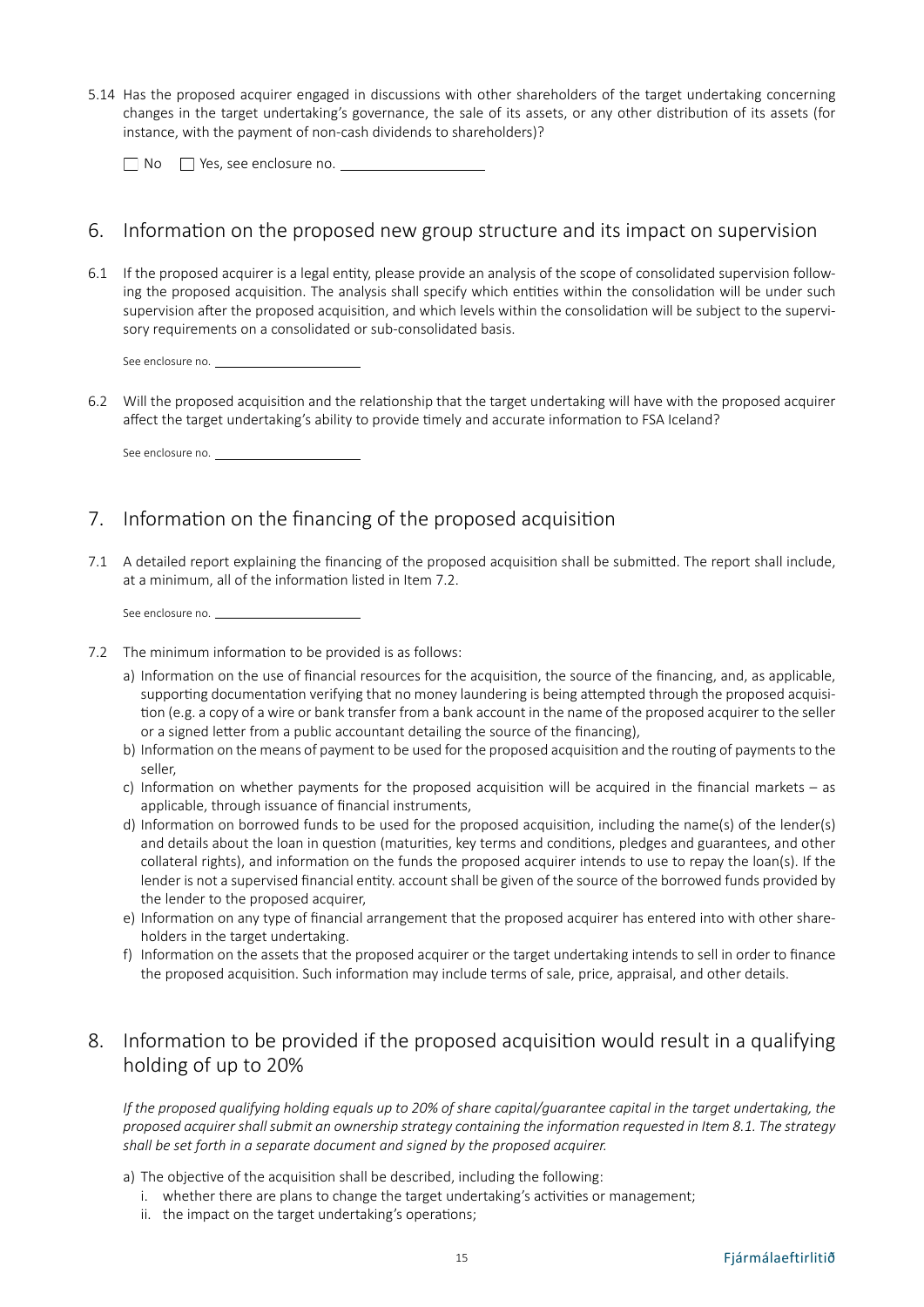5.14 Has the proposed acquirer engaged in discussions with other shareholders of the target undertaking concerning changes in the target undertaking's governance, the sale of its assets, or any other distribution of its assets (for instance, with the payment of non-cash dividends to shareholders)?

☐ No ☐ Yes, see enclosure no. ____________________

## 6. Information on the proposed new group structure and its impact on supervision

6.1 If the proposed acquirer is a legal entity, please provide an analysis of the scope of consolidated supervision following the proposed acquisition. The analysis shall specify which entities within the consolidation will be under such supervision after the proposed acquisition, and which levels within the consolidation will be subject to the supervisory requirements on a consolidated or sub-consolidated basis.

See enclosure no. ____________________

6.2 Will the proposed acquisition and the relationship that the target undertaking will have with the proposed acquirer affect the target undertaking's ability to provide timely and accurate information to FSA Iceland?

See enclosure no. ____________________

## 7. Information on the financing of the proposed acquisition

7.1 A detailed report explaining the financing of the proposed acquisition shall be submitted. The report shall include, at a minimum, all of the information listed in Item 7.2.

See enclosure no. ____________________

7.2 The minimum information to be provided is as follows:

a) Information on the use of financial resources for the acquisition, the source of the financing, and, as applicable, supporting documentation verifying that no money laundering is being attempted through the proposed acquisition (e.g. a copy of a wire or bank transfer from a bank account in the name of the proposed acquirer to the seller or a signed letter from a public accountant detailing the source of the financing),

b) Information on the means of payment to be used for the proposed acquisition and the routing of payments to the seller,

c) Information on whether payments for the proposed acquisition will be acquired in the financial markets – as applicable, through issuance of financial instruments,

d) Information on borrowed funds to be used for the proposed acquisition, including the name(s) of the lender(s) and details about the loan in question (maturities, key terms and conditions, pledges and guarantees, and other collateral rights), and information on the funds the proposed acquirer intends to use to repay the loan(s). If the lender is not a supervised financial entity. account shall be given of the source of the borrowed funds provided by the lender to the proposed acquirer,

e) Information on any type of financial arrangement that the proposed acquirer has entered into with other shareholders in the target undertaking.

f) Information on the assets that the proposed acquirer or the target undertaking intends to sell in order to finance the proposed acquisition. Such information may include terms of sale, price, appraisal, and other details.

## 8. Information to be provided if the proposed acquisition would result in a qualifying holding of up to 20%

*If the proposed qualifying holding equals up to 20% of share capital/guarantee capital in the target undertaking, the proposed acquirer shall submit an ownership strategy containing the information requested in Item 8.1. The strategy shall be set forth in a separate document and signed by the proposed acquirer.*

a) The objective of the acquisition shall be described, including the following:

i. whether there are plans to change the target undertaking's activities or management;

ii. the impact on the target undertaking's operations;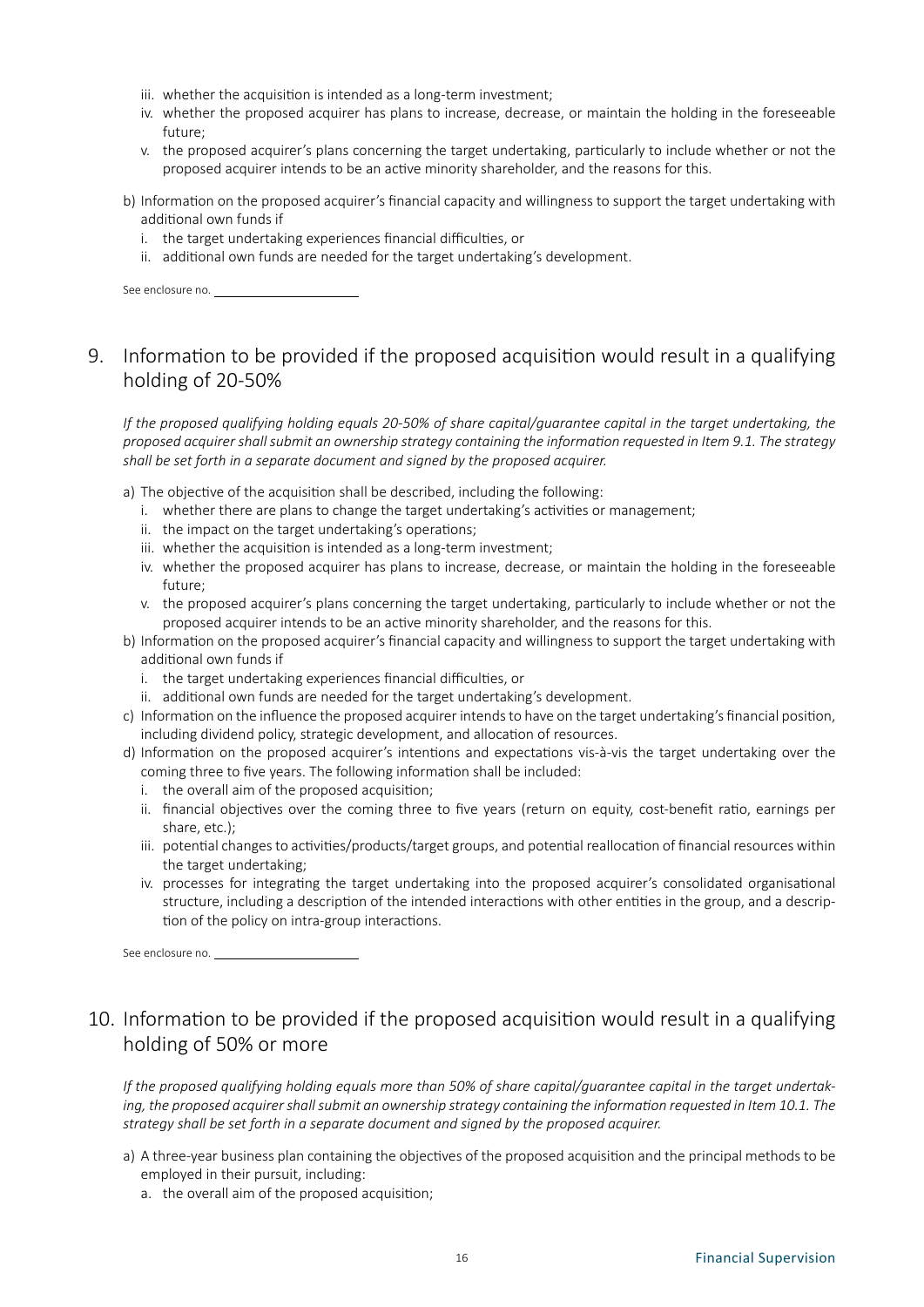iii. whether the acquisition is intended as a long-term investment;
   iv. whether the proposed acquirer has plans to increase, decrease, or maintain the holding in the foreseeable future;
   v. the proposed acquirer's plans concerning the target undertaking, particularly to include whether or not the proposed acquirer intends to be an active minority shareholder, and the reasons for this.

b) Information on the proposed acquirer's financial capacity and willingness to support the target undertaking with additional own funds if
   i. the target undertaking experiences financial difficulties, or
   ii. additional own funds are needed for the target undertaking's development.

See enclosure no. ____________________

## 9. Information to be provided if the proposed acquisition would result in a qualifying holding of 20-50%

*If the proposed qualifying holding equals 20-50% of share capital/guarantee capital in the target undertaking, the proposed acquirer shall submit an ownership strategy containing the information requested in Item 9.1. The strategy shall be set forth in a separate document and signed by the proposed acquirer.*

a) The objective of the acquisition shall be described, including the following:
   i. whether there are plans to change the target undertaking's activities or management;
   ii. the impact on the target undertaking's operations;
   iii. whether the acquisition is intended as a long-term investment;
   iv. whether the proposed acquirer has plans to increase, decrease, or maintain the holding in the foreseeable future;
   v. the proposed acquirer's plans concerning the target undertaking, particularly to include whether or not the proposed acquirer intends to be an active minority shareholder, and the reasons for this.

b) Information on the proposed acquirer's financial capacity and willingness to support the target undertaking with additional own funds if
   i. the target undertaking experiences financial difficulties, or
   ii. additional own funds are needed for the target undertaking's development.

c) Information on the influence the proposed acquirer intends to have on the target undertaking's financial position, including dividend policy, strategic development, and allocation of resources.

d) Information on the proposed acquirer's intentions and expectations vis-à-vis the target undertaking over the coming three to five years. The following information shall be included:
   i. the overall aim of the proposed acquisition;
   ii. financial objectives over the coming three to five years (return on equity, cost-benefit ratio, earnings per share, etc.);
   iii. potential changes to activities/products/target groups, and potential reallocation of financial resources within the target undertaking;
   iv. processes for integrating the target undertaking into the proposed acquirer's consolidated organisational structure, including a description of the intended interactions with other entities in the group, and a description of the policy on intra-group interactions.

See enclosure no. ____________________

## 10. Information to be provided if the proposed acquisition would result in a qualifying holding of 50% or more

*If the proposed qualifying holding equals more than 50% of share capital/guarantee capital in the target undertaking, the proposed acquirer shall submit an ownership strategy containing the information requested in Item 10.1. The strategy shall be set forth in a separate document and signed by the proposed acquirer.*

a) A three-year business plan containing the objectives of the proposed acquisition and the principal methods to be employed in their pursuit, including:
   a. the overall aim of the proposed acquisition;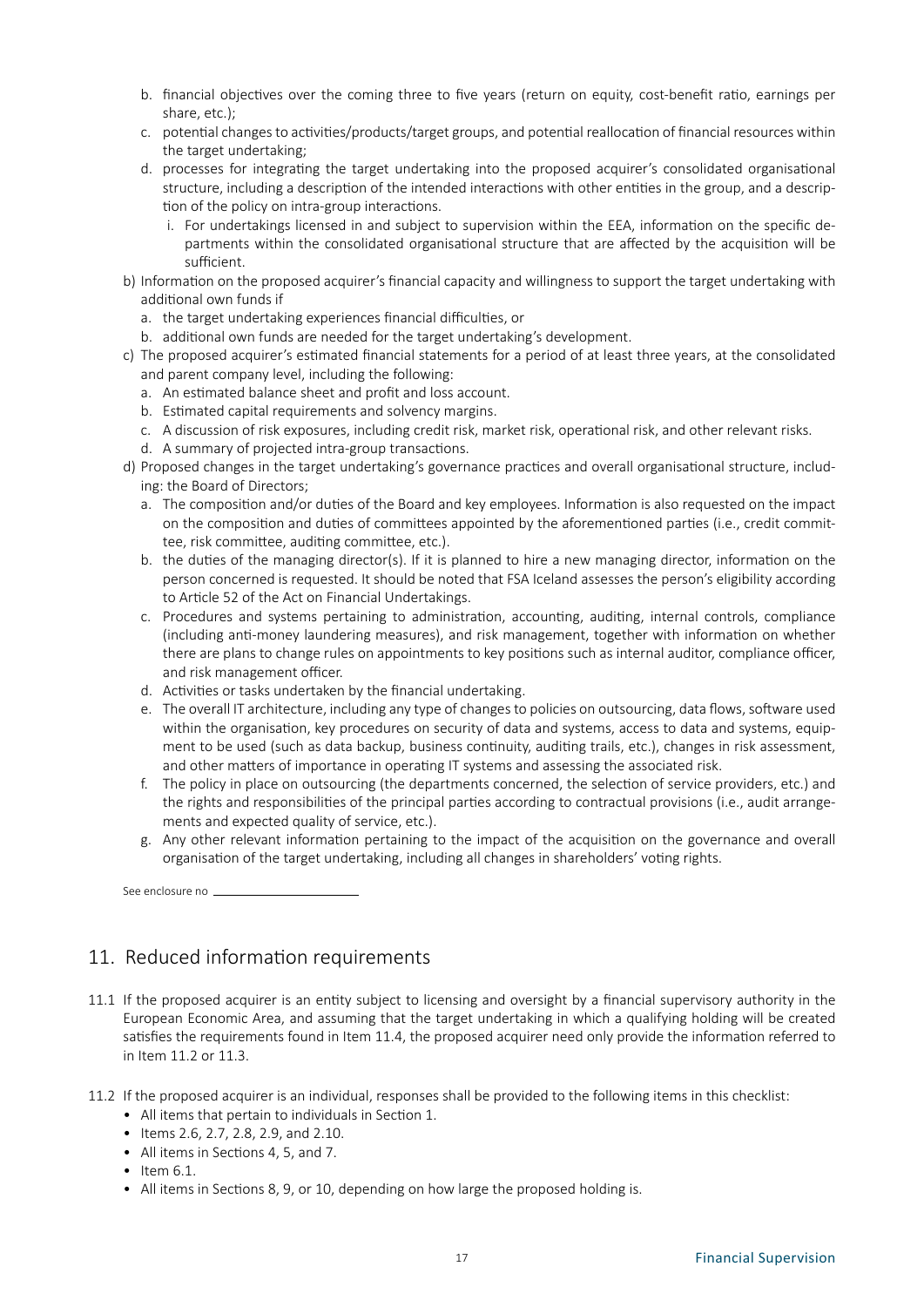b. financial objectives over the coming three to five years (return on equity, cost-benefit ratio, earnings per share, etc.);
   c. potential changes to activities/products/target groups, and potential reallocation of financial resources within the target undertaking;
   d. processes for integrating the target undertaking into the proposed acquirer's consolidated organisational structure, including a description of the intended interactions with other entities in the group, and a description of the policy on intra-group interactions.
      i. For undertakings licensed in and subject to supervision within the EEA, information on the specific departments within the consolidated organisational structure that are affected by the acquisition will be sufficient.

b) Information on the proposed acquirer's financial capacity and willingness to support the target undertaking with additional own funds if
   a. the target undertaking experiences financial difficulties, or
   b. additional own funds are needed for the target undertaking's development.

c) The proposed acquirer's estimated financial statements for a period of at least three years, at the consolidated and parent company level, including the following:
   a. An estimated balance sheet and profit and loss account.
   b. Estimated capital requirements and solvency margins.
   c. A discussion of risk exposures, including credit risk, market risk, operational risk, and other relevant risks.
   d. A summary of projected intra-group transactions.

d) Proposed changes in the target undertaking's governance practices and overall organisational structure, including: the Board of Directors;
   a. The composition and/or duties of the Board and key employees. Information is also requested on the impact on the composition and duties of committees appointed by the aforementioned parties (i.e., credit committee, risk committee, auditing committee, etc.).
   b. the duties of the managing director(s). If it is planned to hire a new managing director, information on the person concerned is requested. It should be noted that FSA Iceland assesses the person's eligibility according to Article 52 of the Act on Financial Undertakings.
   c. Procedures and systems pertaining to administration, accounting, auditing, internal controls, compliance (including anti-money laundering measures), and risk management, together with information on whether there are plans to change rules on appointments to key positions such as internal auditor, compliance officer, and risk management officer.
   d. Activities or tasks undertaken by the financial undertaking.
   e. The overall IT architecture, including any type of changes to policies on outsourcing, data flows, software used within the organisation, key procedures on security of data and systems, access to data and systems, equipment to be used (such as data backup, business continuity, auditing trails, etc.), changes in risk assessment, and other matters of importance in operating IT systems and assessing the associated risk.
   f. The policy in place on outsourcing (the departments concerned, the selection of service providers, etc.) and the rights and responsibilities of the principal parties according to contractual provisions (i.e., audit arrangements and expected quality of service, etc.).
   g. Any other relevant information pertaining to the impact of the acquisition on the governance and overall organisation of the target undertaking, including all changes in shareholders' voting rights.

See enclosure no ____________________

## 11. Reduced information requirements

11.1 If the proposed acquirer is an entity subject to licensing and oversight by a financial supervisory authority in the European Economic Area, and assuming that the target undertaking in which a qualifying holding will be created satisfies the requirements found in Item 11.4, the proposed acquirer need only provide the information referred to in Item 11.2 or 11.3.

11.2 If the proposed acquirer is an individual, responses shall be provided to the following items in this checklist:
- All items that pertain to individuals in Section 1.
- Items 2.6, 2.7, 2.8, 2.9, and 2.10.
- All items in Sections 4, 5, and 7.
- Item 6.1.
- All items in Sections 8, 9, or 10, depending on how large the proposed holding is.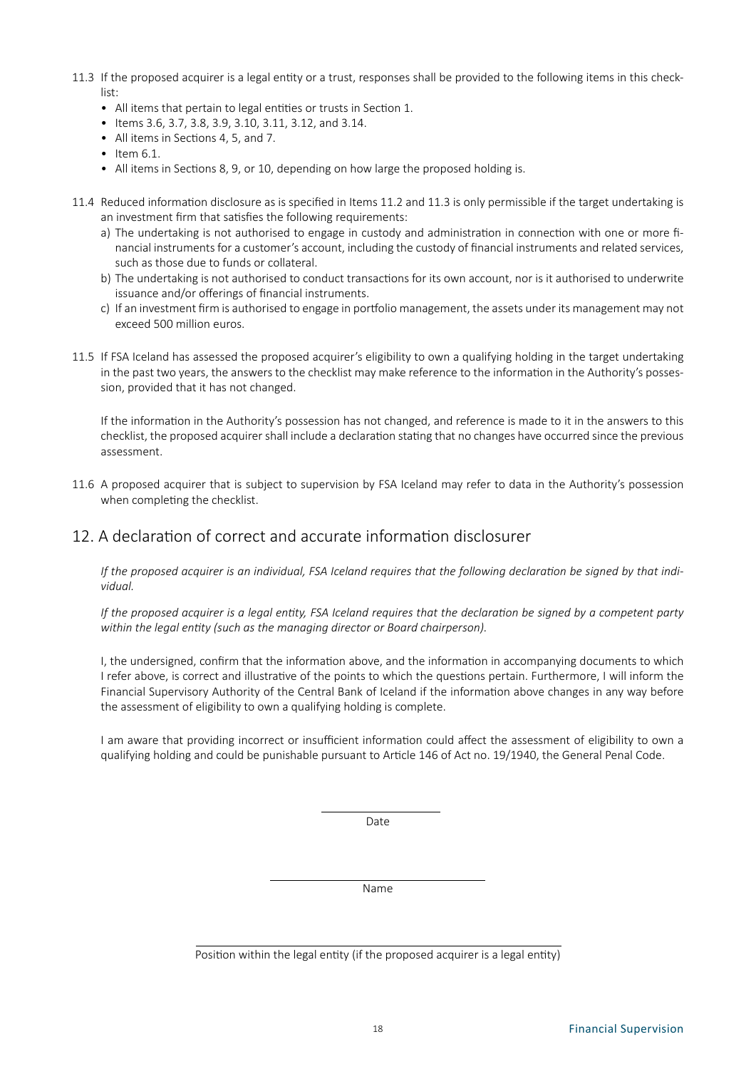11.3 If the proposed acquirer is a legal entity or a trust, responses shall be provided to the following items in this checklist:

- All items that pertain to legal entities or trusts in Section 1.
- Items 3.6, 3.7, 3.8, 3.9, 3.10, 3.11, 3.12, and 3.14.
- All items in Sections 4, 5, and 7.
- Item 6.1.
- All items in Sections 8, 9, or 10, depending on how large the proposed holding is.

11.4 Reduced information disclosure as is specified in Items 11.2 and 11.3 is only permissible if the target undertaking is an investment firm that satisfies the following requirements:

a) The undertaking is not authorised to engage in custody and administration in connection with one or more financial instruments for a customer's account, including the custody of financial instruments and related services, such as those due to funds or collateral.

b) The undertaking is not authorised to conduct transactions for its own account, nor is it authorised to underwrite issuance and/or offerings of financial instruments.

c) If an investment firm is authorised to engage in portfolio management, the assets under its management may not exceed 500 million euros.

11.5 If FSA Iceland has assessed the proposed acquirer's eligibility to own a qualifying holding in the target undertaking in the past two years, the answers to the checklist may make reference to the information in the Authority's possession, provided that it has not changed.

If the information in the Authority's possession has not changed, and reference is made to it in the answers to this checklist, the proposed acquirer shall include a declaration stating that no changes have occurred since the previous assessment.

11.6 A proposed acquirer that is subject to supervision by FSA Iceland may refer to data in the Authority's possession when completing the checklist.

## 12. A declaration of correct and accurate information disclosurer

*If the proposed acquirer is an individual, FSA Iceland requires that the following declaration be signed by that individual.*

*If the proposed acquirer is a legal entity, FSA Iceland requires that the declaration be signed by a competent party within the legal entity (such as the managing director or Board chairperson).*

I, the undersigned, confirm that the information above, and the information in accompanying documents to which I refer above, is correct and illustrative of the points to which the questions pertain. Furthermore, I will inform the Financial Supervisory Authority of the Central Bank of Iceland if the information above changes in any way before the assessment of eligibility to own a qualifying holding is complete.

I am aware that providing incorrect or insufficient information could affect the assessment of eligibility to own a qualifying holding and could be punishable pursuant to Article 146 of Act no. 19/1940, the General Penal Code.

\_\_\_\_\_\_\_\_\_\_\_\_\_\_\_\_\_\_\_\_
Date

\_\_\_\_\_\_\_\_\_\_\_\_\_\_\_\_\_\_\_\_\_\_\_\_\_\_\_\_\_\_
Name

\_\_\_\_\_\_\_\_\_\_\_\_\_\_\_\_\_\_\_\_\_\_\_\_\_\_\_\_\_\_\_\_\_\_\_\_\_\_\_\_\_\_\_\_\_\_\_\_
Position within the legal entity (if the proposed acquirer is a legal entity)